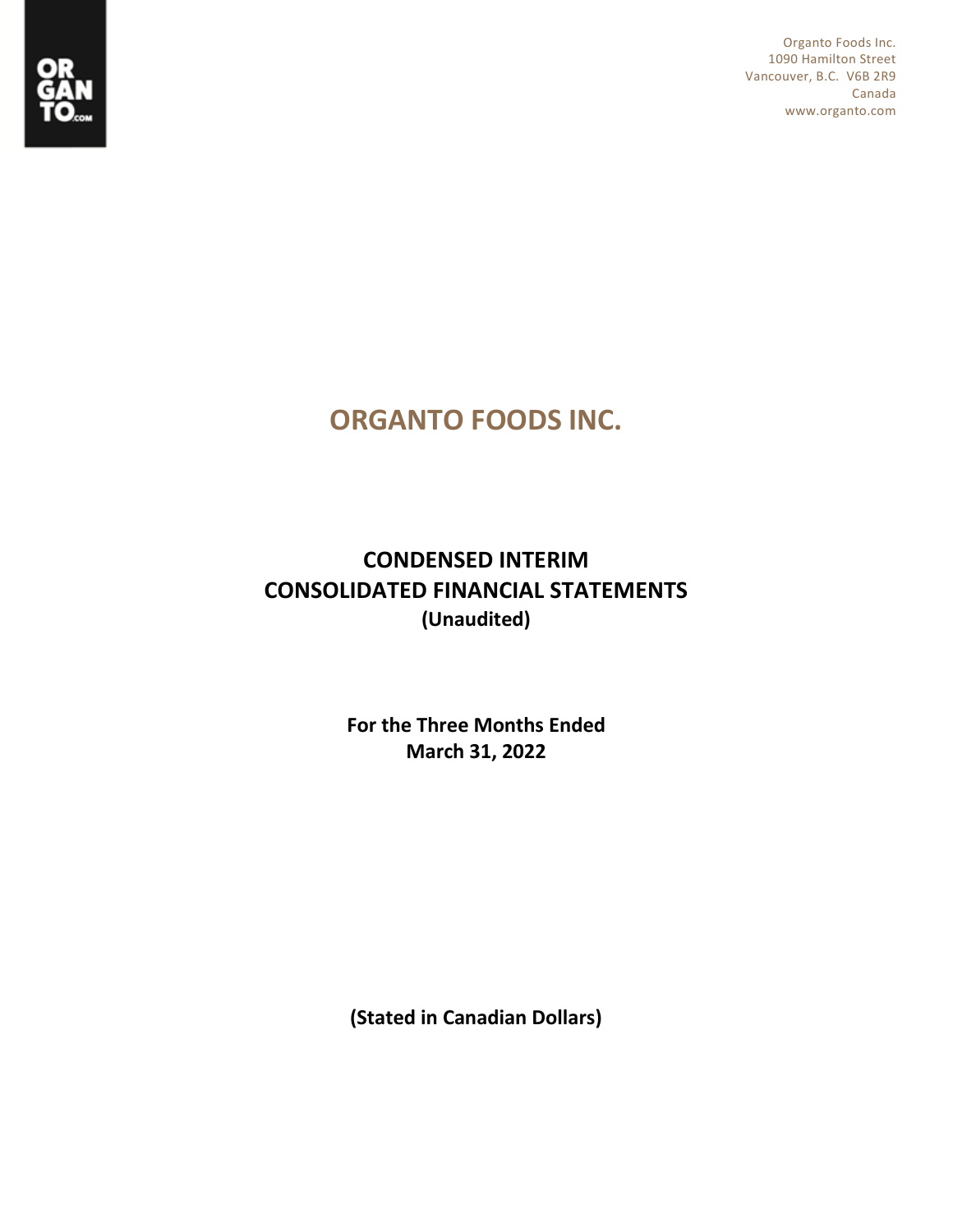Organto Foods Inc.
1090 Hamilton Street
Vancouver, B.C. V6B 2R9
Canada
www.organto.com

# ORGANTO FOODS INC.

## CONDENSED INTERIM CONSOLIDATED FINANCIAL STATEMENTS

**(Unaudited)**

**For the Three Months Ended**
**March 31, 2022**

**(Stated in Canadian Dollars)**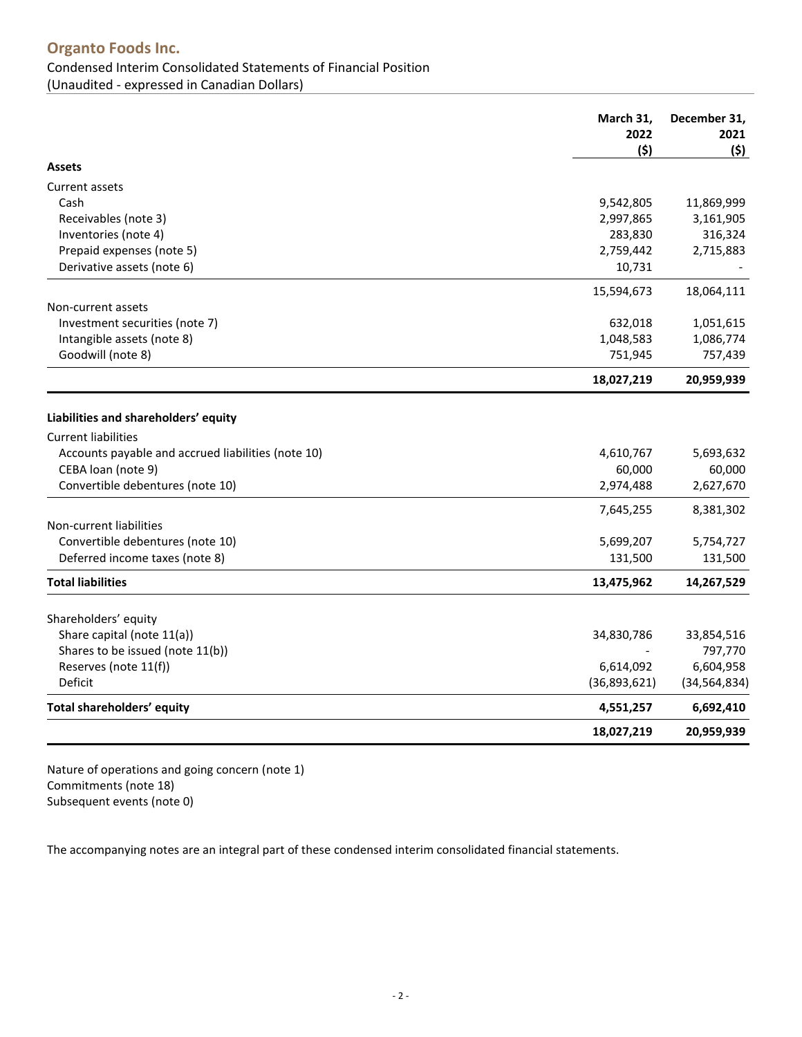# Organto Foods Inc.

Condensed Interim Consolidated Statements of Financial Position
(Unaudited - expressed in Canadian Dollars)

| | March 31, 2022 ($) | December 31, 2021 ($) |
|---|---|---|
| **Assets** | | |
| Current assets | | |
| Cash | 9,542,805 | 11,869,999 |
| Receivables (note 3) | 2,997,865 | 3,161,905 |
| Inventories (note 4) | 283,830 | 316,324 |
| Prepaid expenses (note 5) | 2,759,442 | 2,715,883 |
| Derivative assets (note 6) | 10,731 | - |
| | 15,594,673 | 18,064,111 |
| Non-current assets | | |
| Investment securities (note 7) | 632,018 | 1,051,615 |
| Intangible assets (note 8) | 1,048,583 | 1,086,774 |
| Goodwill (note 8) | 751,945 | 757,439 |
| | **18,027,219** | **20,959,939** |
| **Liabilities and shareholders' equity** | | |
| Current liabilities | | |
| Accounts payable and accrued liabilities (note 10) | 4,610,767 | 5,693,632 |
| CEBA loan (note 9) | 60,000 | 60,000 |
| Convertible debentures (note 10) | 2,974,488 | 2,627,670 |
| | 7,645,255 | 8,381,302 |
| Non-current liabilities | | |
| Convertible debentures (note 10) | 5,699,207 | 5,754,727 |
| Deferred income taxes (note 8) | 131,500 | 131,500 |
| **Total liabilities** | **13,475,962** | **14,267,529** |
| Shareholders' equity | | |
| Share capital (note 11(a)) | 34,830,786 | 33,854,516 |
| Shares to be issued (note 11(b)) | - | 797,770 |
| Reserves (note 11(f)) | 6,614,092 | 6,604,958 |
| Deficit | (36,893,621) | (34,564,834) |
| **Total shareholders' equity** | **4,551,257** | **6,692,410** |
| | **18,027,219** | **20,959,939** |

Nature of operations and going concern (note 1)
Commitments (note 18)
Subsequent events (note 0)

The accompanying notes are an integral part of these condensed interim consolidated financial statements.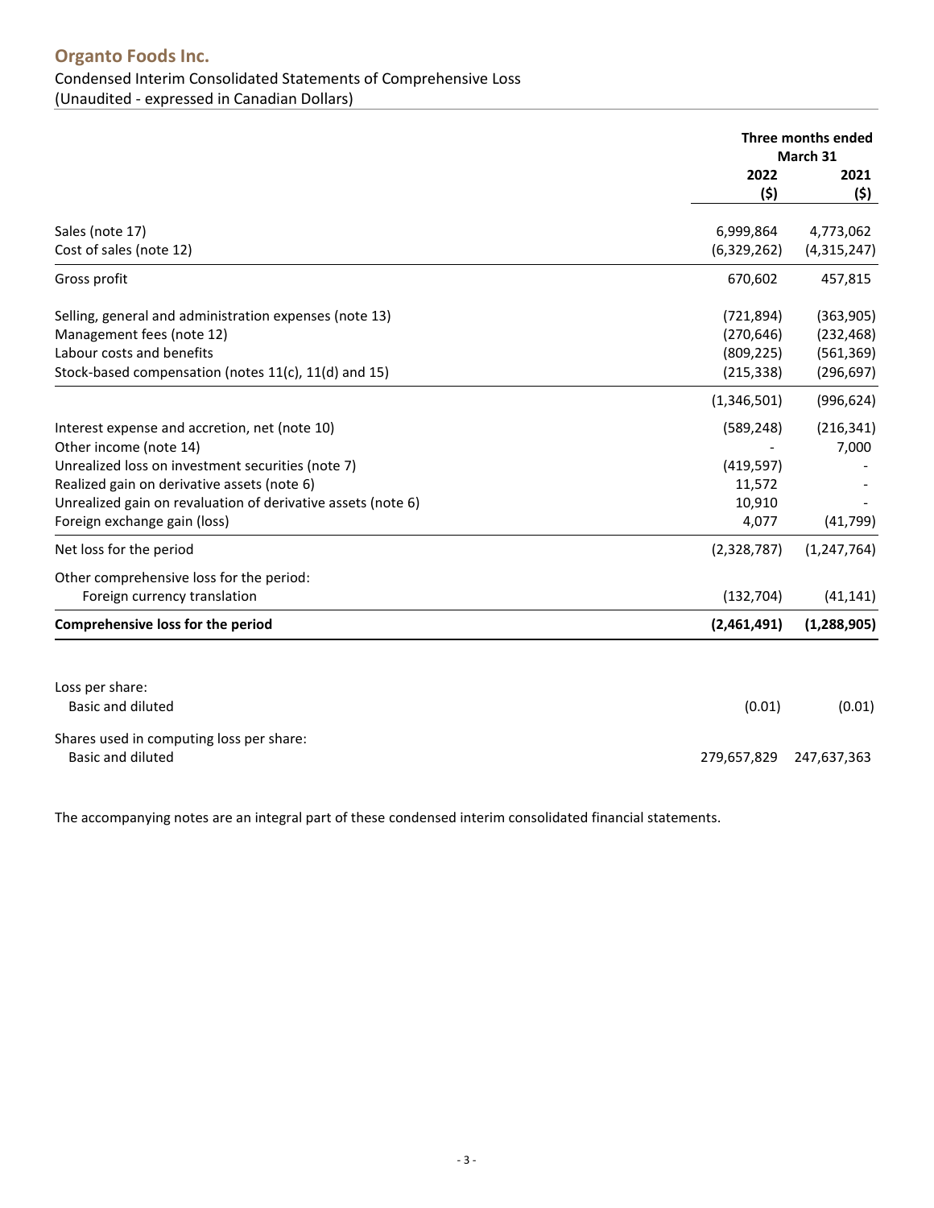# Organto Foods Inc.

Condensed Interim Consolidated Statements of Comprehensive Loss
(Unaudited - expressed in Canadian Dollars)

| | Three months ended March 31 | |
|---|---|---|
| | 2022 ($) | 2021 ($) |
| Sales (note 17) | 6,999,864 | 4,773,062 |
| Cost of sales (note 12) | (6,329,262) | (4,315,247) |
| Gross profit | 670,602 | 457,815 |
| Selling, general and administration expenses (note 13) | (721,894) | (363,905) |
| Management fees (note 12) | (270,646) | (232,468) |
| Labour costs and benefits | (809,225) | (561,369) |
| Stock-based compensation (notes 11(c), 11(d) and 15) | (215,338) | (296,697) |
| | (1,346,501) | (996,624) |
| Interest expense and accretion, net (note 10) | (589,248) | (216,341) |
| Other income (note 14) | - | 7,000 |
| Unrealized loss on investment securities (note 7) | (419,597) | - |
| Realized gain on derivative assets (note 6) | 11,572 | - |
| Unrealized gain on revaluation of derivative assets (note 6) | 10,910 | - |
| Foreign exchange gain (loss) | 4,077 | (41,799) |
| Net loss for the period | (2,328,787) | (1,247,764) |
| Other comprehensive loss for the period: | | |
| Foreign currency translation | (132,704) | (41,141) |
| **Comprehensive loss for the period** | **(2,461,491)** | **(1,288,905)** |
| Loss per share: | | |
| Basic and diluted | (0.01) | (0.01) |
| Shares used in computing loss per share: | | |
| Basic and diluted | 279,657,829 | 247,637,363 |

The accompanying notes are an integral part of these condensed interim consolidated financial statements.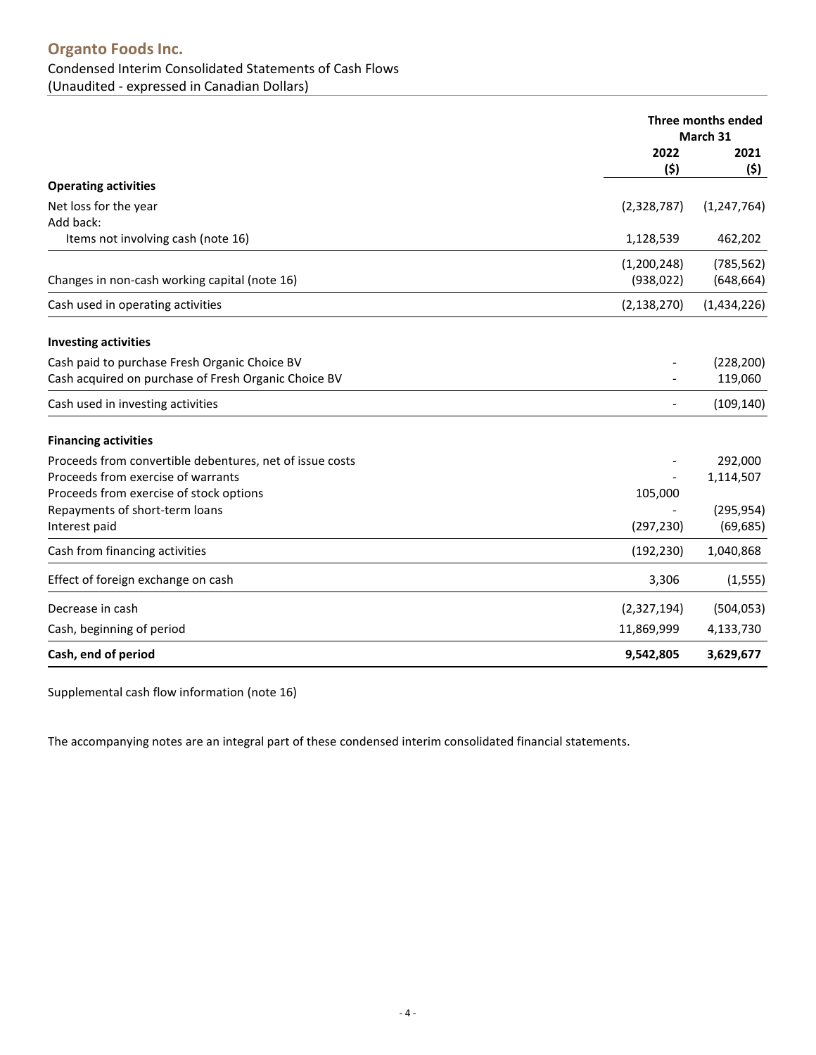# Organto Foods Inc.

Condensed Interim Consolidated Statements of Cash Flows
(Unaudited - expressed in Canadian Dollars)

| | Three months ended March 31 | |
|---|---|---|
| | 2022 ($) | 2021 ($) |
| **Operating activities** | | |
| Net loss for the year | (2,328,787) | (1,247,764) |
| Add back: | | |
| Items not involving cash (note 16) | 1,128,539 | 462,202 |
| | (1,200,248) | (785,562) |
| Changes in non-cash working capital (note 16) | (938,022) | (648,664) |
| Cash used in operating activities | (2,138,270) | (1,434,226) |
| **Investing activities** | | |
| Cash paid to purchase Fresh Organic Choice BV | - | (228,200) |
| Cash acquired on purchase of Fresh Organic Choice BV | - | 119,060 |
| Cash used in investing activities | - | (109,140) |
| **Financing activities** | | |
| Proceeds from convertible debentures, net of issue costs | - | 292,000 |
| Proceeds from exercise of warrants | - | 1,114,507 |
| Proceeds from exercise of stock options | 105,000 | |
| Repayments of short-term loans | - | (295,954) |
| Interest paid | (297,230) | (69,685) |
| Cash from financing activities | (192,230) | 1,040,868 |
| Effect of foreign exchange on cash | 3,306 | (1,555) |
| Decrease in cash | (2,327,194) | (504,053) |
| Cash, beginning of period | 11,869,999 | 4,133,730 |
| **Cash, end of period** | **9,542,805** | **3,629,677** |

Supplemental cash flow information (note 16)

The accompanying notes are an integral part of these condensed interim consolidated financial statements.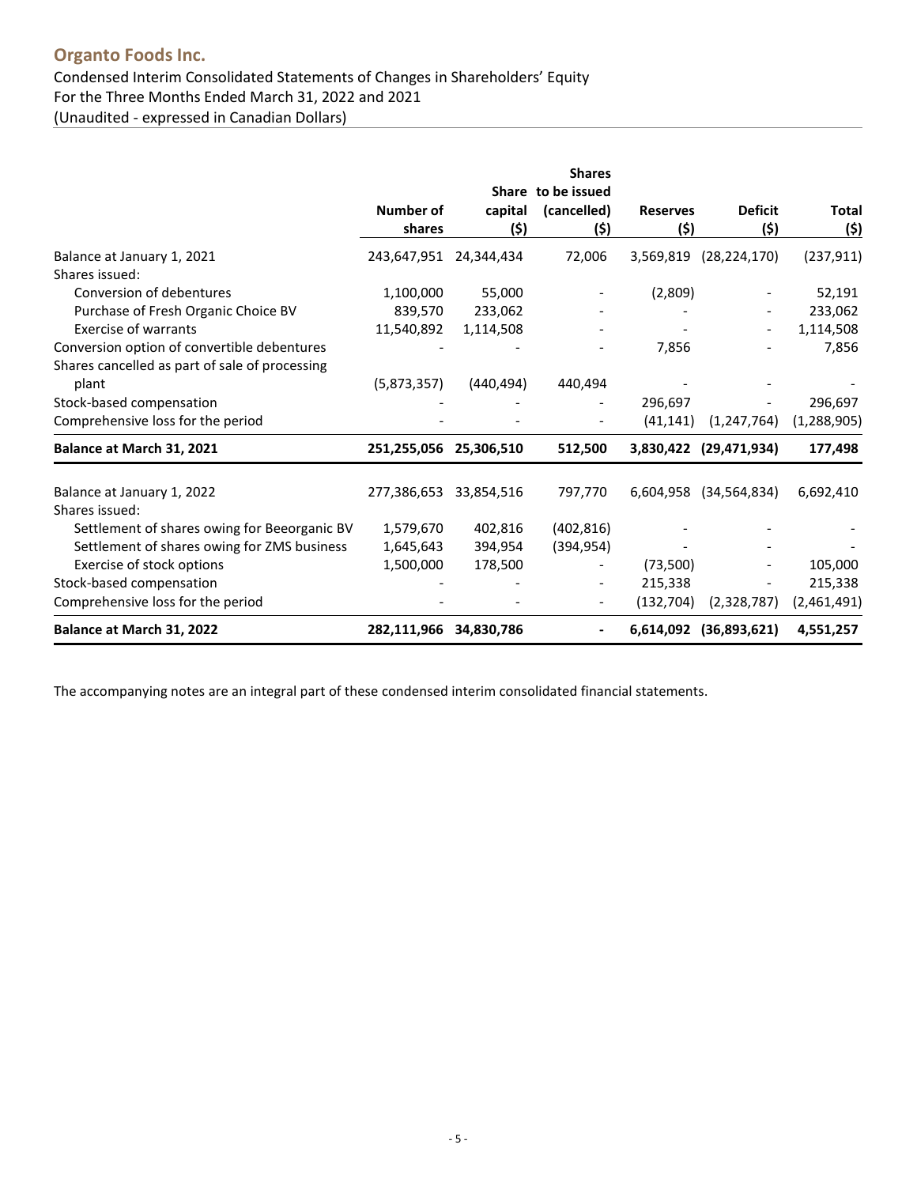## Organto Foods Inc.

Condensed Interim Consolidated Statements of Changes in Shareholders' Equity
For the Three Months Ended March 31, 2022 and 2021
(Unaudited - expressed in Canadian Dollars)

| | Number of shares | Share capital ($) | Shares to be issued (cancelled) ($) | Reserves ($) | Deficit ($) | Total ($) |
|---|---|---|---|---|---|---|
| Balance at January 1, 2021 | 243,647,951 | 24,344,434 | 72,006 | 3,569,819 | (28,224,170) | (237,911) |
| Shares issued: | | | | | | |
| Conversion of debentures | 1,100,000 | 55,000 | - | (2,809) | - | 52,191 |
| Purchase of Fresh Organic Choice BV | 839,570 | 233,062 | - | - | - | 233,062 |
| Exercise of warrants | 11,540,892 | 1,114,508 | - | - | - | 1,114,508 |
| Conversion option of convertible debentures | - | - | - | 7,856 | - | 7,856 |
| Shares cancelled as part of sale of processing plant | (5,873,357) | (440,494) | 440,494 | - | - | - |
| Stock-based compensation | - | - | - | 296,697 | - | 296,697 |
| Comprehensive loss for the period | - | - | - | (41,141) | (1,247,764) | (1,288,905) |
| **Balance at March 31, 2021** | **251,255,056** | **25,306,510** | **512,500** | **3,830,422** | **(29,471,934)** | **177,498** |
| | | | | | | |
| Balance at January 1, 2022 | 277,386,653 | 33,854,516 | 797,770 | 6,604,958 | (34,564,834) | 6,692,410 |
| Shares issued: | | | | | | |
| Settlement of shares owing for Beeorganic BV | 1,579,670 | 402,816 | (402,816) | - | - | - |
| Settlement of shares owing for ZMS business | 1,645,643 | 394,954 | (394,954) | - | - | - |
| Exercise of stock options | 1,500,000 | 178,500 | - | (73,500) | - | 105,000 |
| Stock-based compensation | - | - | - | 215,338 | - | 215,338 |
| Comprehensive loss for the period | - | - | - | (132,704) | (2,328,787) | (2,461,491) |
| **Balance at March 31, 2022** | **282,111,966** | **34,830,786** | **-** | **6,614,092** | **(36,893,621)** | **4,551,257** |

The accompanying notes are an integral part of these condensed interim consolidated financial statements.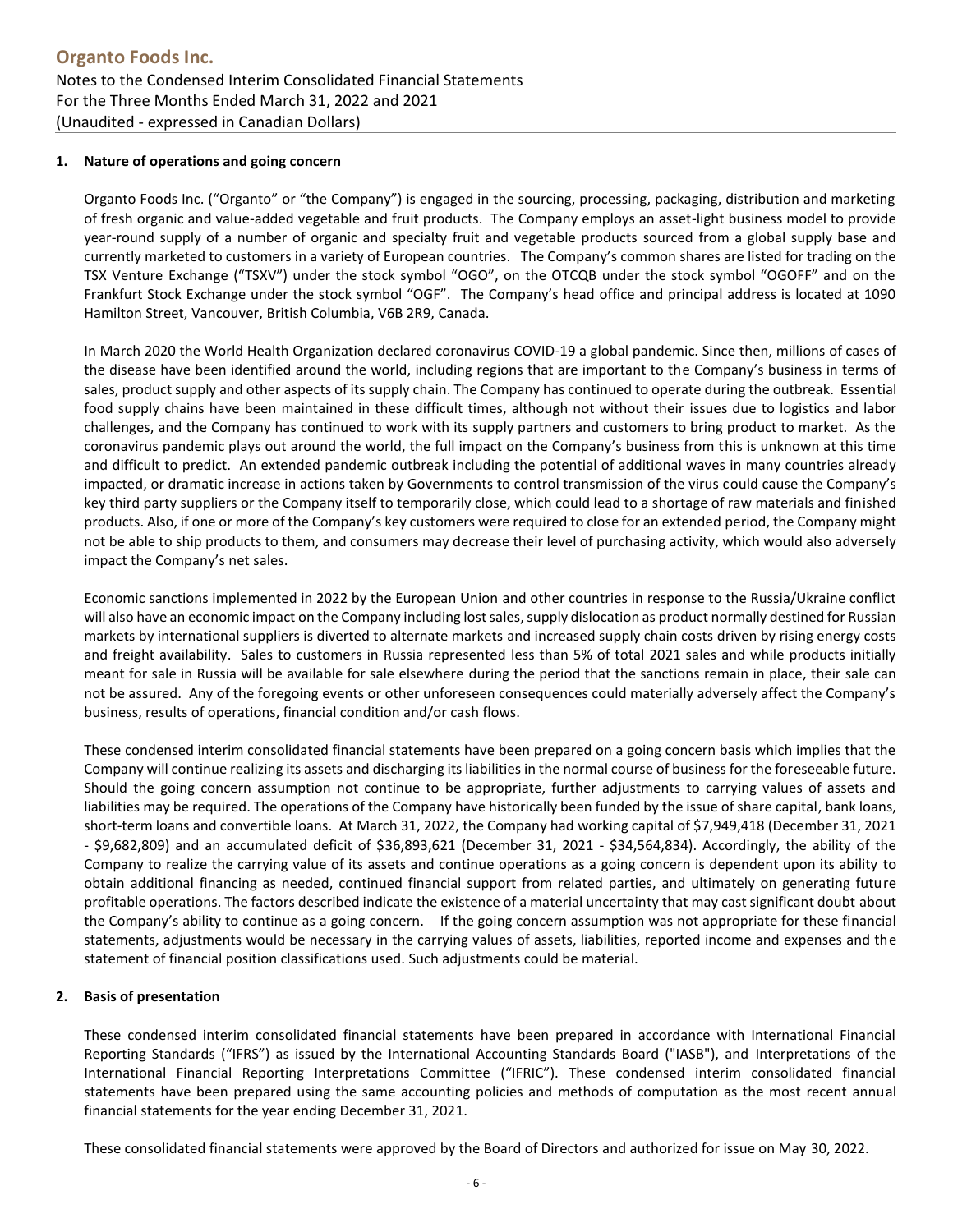## 1. Nature of operations and going concern

Organto Foods Inc. ("Organto" or "the Company") is engaged in the sourcing, processing, packaging, distribution and marketing of fresh organic and value-added vegetable and fruit products. The Company employs an asset-light business model to provide year-round supply of a number of organic and specialty fruit and vegetable products sourced from a global supply base and currently marketed to customers in a variety of European countries. The Company's common shares are listed for trading on the TSX Venture Exchange ("TSXV") under the stock symbol "OGO", on the OTCQB under the stock symbol "OGOFF" and on the Frankfurt Stock Exchange under the stock symbol "OGF". The Company's head office and principal address is located at 1090 Hamilton Street, Vancouver, British Columbia, V6B 2R9, Canada.

In March 2020 the World Health Organization declared coronavirus COVID-19 a global pandemic. Since then, millions of cases of the disease have been identified around the world, including regions that are important to the Company's business in terms of sales, product supply and other aspects of its supply chain. The Company has continued to operate during the outbreak. Essential food supply chains have been maintained in these difficult times, although not without their issues due to logistics and labor challenges, and the Company has continued to work with its supply partners and customers to bring product to market. As the coronavirus pandemic plays out around the world, the full impact on the Company's business from this is unknown at this time and difficult to predict. An extended pandemic outbreak including the potential of additional waves in many countries already impacted, or dramatic increase in actions taken by Governments to control transmission of the virus could cause the Company's key third party suppliers or the Company itself to temporarily close, which could lead to a shortage of raw materials and finished products. Also, if one or more of the Company's key customers were required to close for an extended period, the Company might not be able to ship products to them, and consumers may decrease their level of purchasing activity, which would also adversely impact the Company's net sales.

Economic sanctions implemented in 2022 by the European Union and other countries in response to the Russia/Ukraine conflict will also have an economic impact on the Company including lost sales, supply dislocation as product normally destined for Russian markets by international suppliers is diverted to alternate markets and increased supply chain costs driven by rising energy costs and freight availability. Sales to customers in Russia represented less than 5% of total 2021 sales and while products initially meant for sale in Russia will be available for sale elsewhere during the period that the sanctions remain in place, their sale can not be assured. Any of the foregoing events or other unforeseen consequences could materially adversely affect the Company's business, results of operations, financial condition and/or cash flows.

These condensed interim consolidated financial statements have been prepared on a going concern basis which implies that the Company will continue realizing its assets and discharging its liabilities in the normal course of business for the foreseeable future. Should the going concern assumption not continue to be appropriate, further adjustments to carrying values of assets and liabilities may be required. The operations of the Company have historically been funded by the issue of share capital, bank loans, short-term loans and convertible loans. At March 31, 2022, the Company had working capital of $7,949,418 (December 31, 2021 - $9,682,809) and an accumulated deficit of $36,893,621 (December 31, 2021 - $34,564,834). Accordingly, the ability of the Company to realize the carrying value of its assets and continue operations as a going concern is dependent upon its ability to obtain additional financing as needed, continued financial support from related parties, and ultimately on generating future profitable operations. The factors described indicate the existence of a material uncertainty that may cast significant doubt about the Company's ability to continue as a going concern. If the going concern assumption was not appropriate for these financial statements, adjustments would be necessary in the carrying values of assets, liabilities, reported income and expenses and the statement of financial position classifications used. Such adjustments could be material.

## 2. Basis of presentation

These condensed interim consolidated financial statements have been prepared in accordance with International Financial Reporting Standards ("IFRS") as issued by the International Accounting Standards Board ("IASB"), and Interpretations of the International Financial Reporting Interpretations Committee ("IFRIC"). These condensed interim consolidated financial statements have been prepared using the same accounting policies and methods of computation as the most recent annual financial statements for the year ending December 31, 2021.

These consolidated financial statements were approved by the Board of Directors and authorized for issue on May 30, 2022.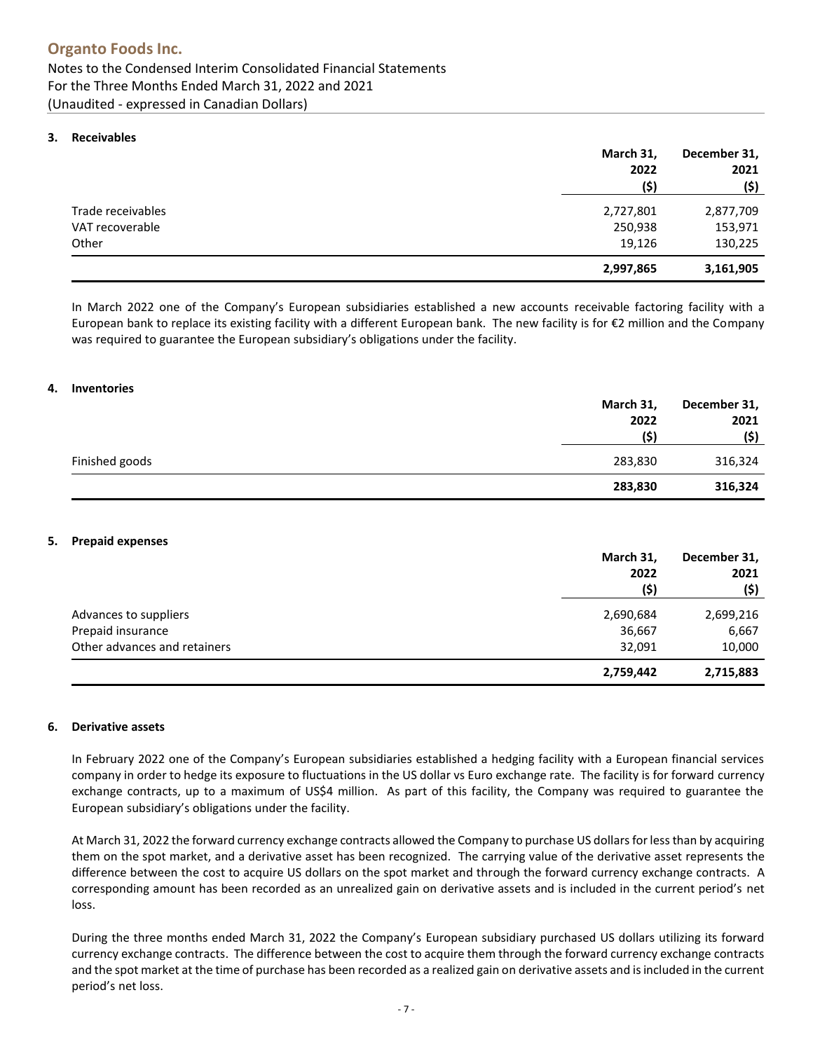## 3. Receivables

| | March 31, 2022 ($) | December 31, 2021 ($) |
|---|---|---|
| Trade receivables | 2,727,801 | 2,877,709 |
| VAT recoverable | 250,938 | 153,971 |
| Other | 19,126 | 130,225 |
| | **2,997,865** | **3,161,905** |

In March 2022 one of the Company's European subsidiaries established a new accounts receivable factoring facility with a European bank to replace its existing facility with a different European bank. The new facility is for €2 million and the Company was required to guarantee the European subsidiary's obligations under the facility.

## 4. Inventories

| | March 31, 2022 ($) | December 31, 2021 ($) |
|---|---|---|
| Finished goods | 283,830 | 316,324 |
| | **283,830** | **316,324** |

## 5. Prepaid expenses

| | March 31, 2022 ($) | December 31, 2021 ($) |
|---|---|---|
| Advances to suppliers | 2,690,684 | 2,699,216 |
| Prepaid insurance | 36,667 | 6,667 |
| Other advances and retainers | 32,091 | 10,000 |
| | **2,759,442** | **2,715,883** |

## 6. Derivative assets

In February 2022 one of the Company's European subsidiaries established a hedging facility with a European financial services company in order to hedge its exposure to fluctuations in the US dollar vs Euro exchange rate. The facility is for forward currency exchange contracts, up to a maximum of US$4 million. As part of this facility, the Company was required to guarantee the European subsidiary's obligations under the facility.

At March 31, 2022 the forward currency exchange contracts allowed the Company to purchase US dollars for less than by acquiring them on the spot market, and a derivative asset has been recognized. The carrying value of the derivative asset represents the difference between the cost to acquire US dollars on the spot market and through the forward currency exchange contracts. A corresponding amount has been recorded as an unrealized gain on derivative assets and is included in the current period's net loss.

During the three months ended March 31, 2022 the Company's European subsidiary purchased US dollars utilizing its forward currency exchange contracts. The difference between the cost to acquire them through the forward currency exchange contracts and the spot market at the time of purchase has been recorded as a realized gain on derivative assets and is included in the current period's net loss.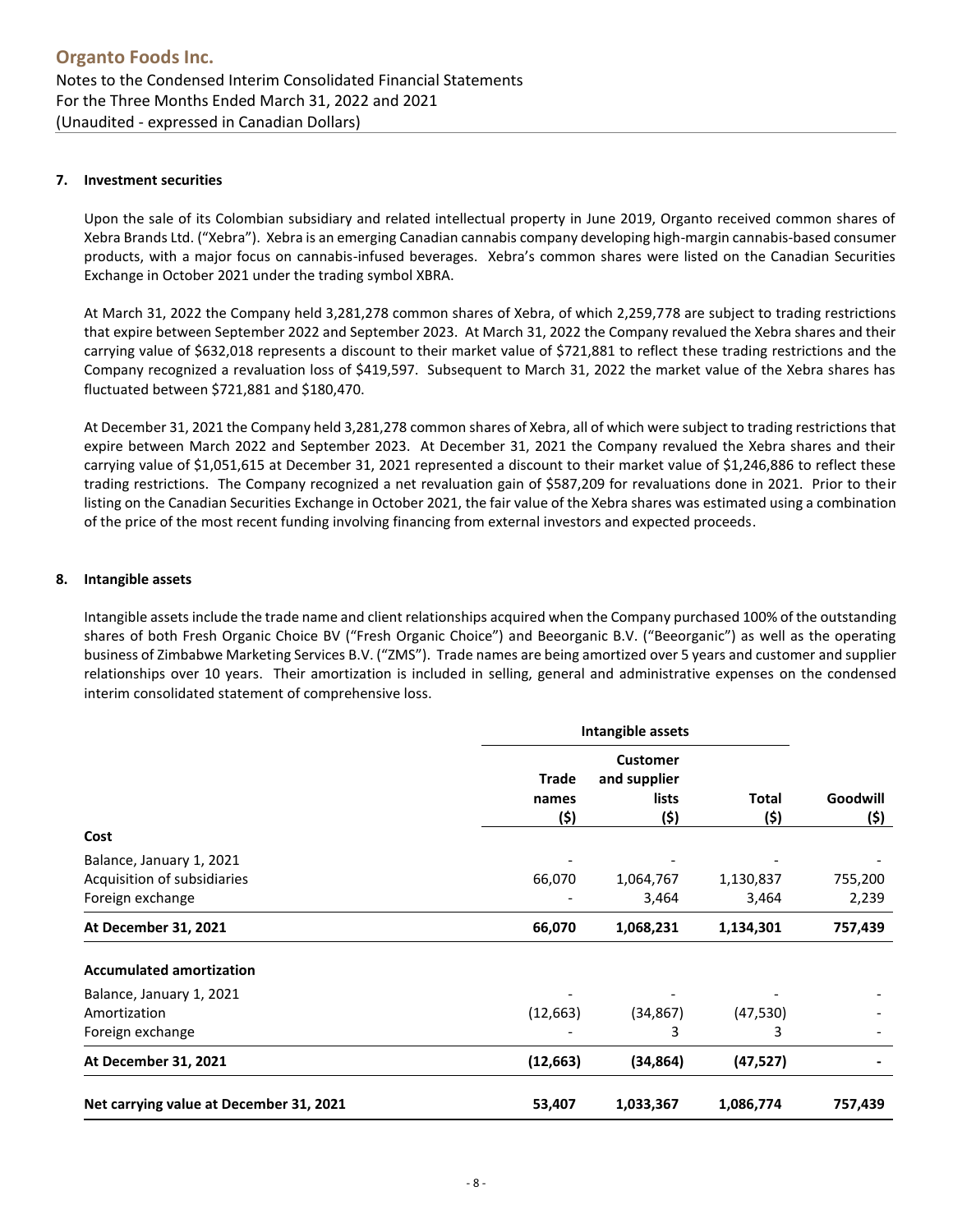## 7. Investment securities

Upon the sale of its Colombian subsidiary and related intellectual property in June 2019, Organto received common shares of Xebra Brands Ltd. ("Xebra"). Xebra is an emerging Canadian cannabis company developing high-margin cannabis-based consumer products, with a major focus on cannabis-infused beverages. Xebra's common shares were listed on the Canadian Securities Exchange in October 2021 under the trading symbol XBRA.

At March 31, 2022 the Company held 3,281,278 common shares of Xebra, of which 2,259,778 are subject to trading restrictions that expire between September 2022 and September 2023. At March 31, 2022 the Company revalued the Xebra shares and their carrying value of $632,018 represents a discount to their market value of $721,881 to reflect these trading restrictions and the Company recognized a revaluation loss of $419,597. Subsequent to March 31, 2022 the market value of the Xebra shares has fluctuated between $721,881 and $180,470.

At December 31, 2021 the Company held 3,281,278 common shares of Xebra, all of which were subject to trading restrictions that expire between March 2022 and September 2023. At December 31, 2021 the Company revalued the Xebra shares and their carrying value of $1,051,615 at December 31, 2021 represented a discount to their market value of $1,246,886 to reflect these trading restrictions. The Company recognized a net revaluation gain of $587,209 for revaluations done in 2021. Prior to their listing on the Canadian Securities Exchange in October 2021, the fair value of the Xebra shares was estimated using a combination of the price of the most recent funding involving financing from external investors and expected proceeds.

## 8. Intangible assets

Intangible assets include the trade name and client relationships acquired when the Company purchased 100% of the outstanding shares of both Fresh Organic Choice BV ("Fresh Organic Choice") and Beeorganic B.V. ("Beeorganic") as well as the operating business of Zimbabwe Marketing Services B.V. ("ZMS"). Trade names are being amortized over 5 years and customer and supplier relationships over 10 years. Their amortization is included in selling, general and administrative expenses on the condensed interim consolidated statement of comprehensive loss.

| | Intangible assets | | | |
|---|---|---|---|---|
| | Trade names ($) | Customer and supplier lists ($) | Total ($) | Goodwill ($) |
| **Cost** | | | | |
| Balance, January 1, 2021 | - | - | - | - |
| Acquisition of subsidiaries | 66,070 | 1,064,767 | 1,130,837 | 755,200 |
| Foreign exchange | - | 3,464 | 3,464 | 2,239 |
| **At December 31, 2021** | **66,070** | **1,068,231** | **1,134,301** | **757,439** |
| **Accumulated amortization** | | | | |
| Balance, January 1, 2021 | - | - | - | - |
| Amortization | (12,663) | (34,867) | (47,530) | - |
| Foreign exchange | - | 3 | 3 | - |
| **At December 31, 2021** | **(12,663)** | **(34,864)** | **(47,527)** | **-** |
| **Net carrying value at December 31, 2021** | **53,407** | **1,033,367** | **1,086,774** | **757,439** |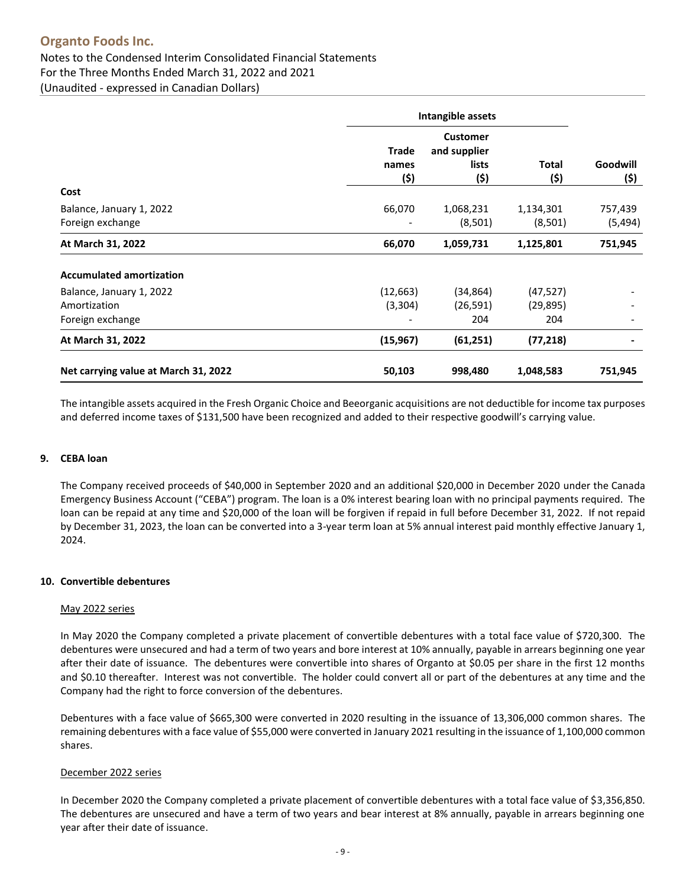| | Intangible assets | | | |
|---|---|---|---|---|
| | Trade names ($) | Customer and supplier lists ($) | Total ($) | Goodwill ($) |
| **Cost** | | | | |
| Balance, January 1, 2022 | 66,070 | 1,068,231 | 1,134,301 | 757,439 |
| Foreign exchange | - | (8,501) | (8,501) | (5,494) |
| **At March 31, 2022** | **66,070** | **1,059,731** | **1,125,801** | **751,945** |
| **Accumulated amortization** | | | | |
| Balance, January 1, 2022 | (12,663) | (34,864) | (47,527) | - |
| Amortization | (3,304) | (26,591) | (29,895) | - |
| Foreign exchange | - | 204 | 204 | - |
| **At March 31, 2022** | **(15,967)** | **(61,251)** | **(77,218)** | **-** |
| **Net carrying value at March 31, 2022** | **50,103** | **998,480** | **1,048,583** | **751,945** |

The intangible assets acquired in the Fresh Organic Choice and Beeorganic acquisitions are not deductible for income tax purposes and deferred income taxes of $131,500 have been recognized and added to their respective goodwill's carrying value.

## 9. CEBA loan

The Company received proceeds of $40,000 in September 2020 and an additional $20,000 in December 2020 under the Canada Emergency Business Account ("CEBA") program. The loan is a 0% interest bearing loan with no principal payments required. The loan can be repaid at any time and $20,000 of the loan will be forgiven if repaid in full before December 31, 2022. If not repaid by December 31, 2023, the loan can be converted into a 3-year term loan at 5% annual interest paid monthly effective January 1, 2024.

## 10. Convertible debentures

<u>May 2022 series</u>

In May 2020 the Company completed a private placement of convertible debentures with a total face value of $720,300. The debentures were unsecured and had a term of two years and bore interest at 10% annually, payable in arrears beginning one year after their date of issuance. The debentures were convertible into shares of Organto at $0.05 per share in the first 12 months and $0.10 thereafter. Interest was not convertible. The holder could convert all or part of the debentures at any time and the Company had the right to force conversion of the debentures.

Debentures with a face value of $665,300 were converted in 2020 resulting in the issuance of 13,306,000 common shares. The remaining debentures with a face value of $55,000 were converted in January 2021 resulting in the issuance of 1,100,000 common shares.

<u>December 2022 series</u>

In December 2020 the Company completed a private placement of convertible debentures with a total face value of $3,356,850. The debentures are unsecured and have a term of two years and bear interest at 8% annually, payable in arrears beginning one year after their date of issuance.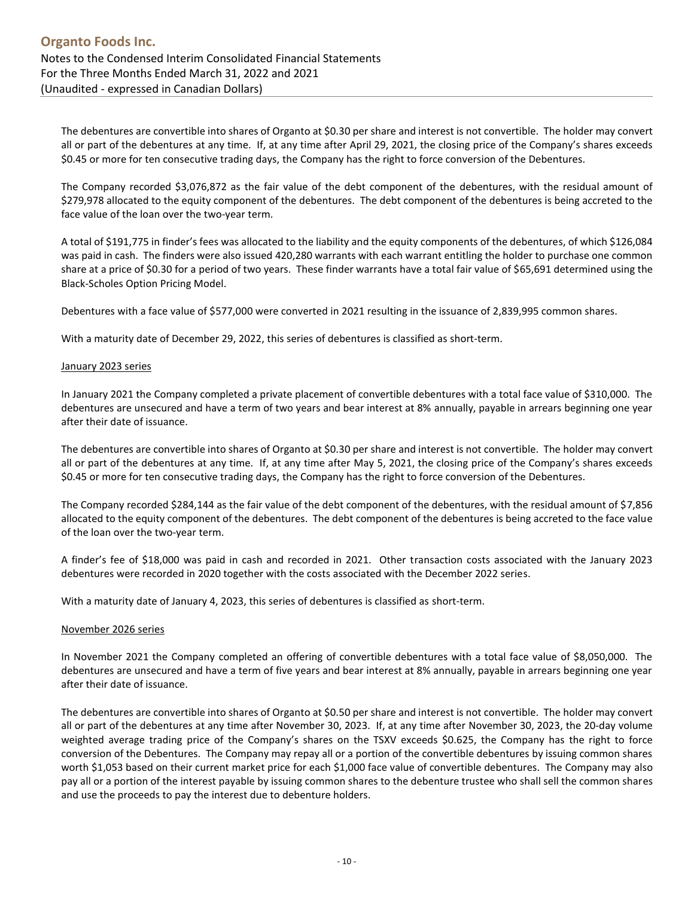The debentures are convertible into shares of Organto at $0.30 per share and interest is not convertible. The holder may convert all or part of the debentures at any time. If, at any time after April 29, 2021, the closing price of the Company's shares exceeds $0.45 or more for ten consecutive trading days, the Company has the right to force conversion of the Debentures.

The Company recorded $3,076,872 as the fair value of the debt component of the debentures, with the residual amount of $279,978 allocated to the equity component of the debentures. The debt component of the debentures is being accreted to the face value of the loan over the two-year term.

A total of $191,775 in finder's fees was allocated to the liability and the equity components of the debentures, of which $126,084 was paid in cash. The finders were also issued 420,280 warrants with each warrant entitling the holder to purchase one common share at a price of $0.30 for a period of two years. These finder warrants have a total fair value of $65,691 determined using the Black-Scholes Option Pricing Model.

Debentures with a face value of $577,000 were converted in 2021 resulting in the issuance of 2,839,995 common shares.

With a maturity date of December 29, 2022, this series of debentures is classified as short-term.

January 2023 series

In January 2021 the Company completed a private placement of convertible debentures with a total face value of $310,000. The debentures are unsecured and have a term of two years and bear interest at 8% annually, payable in arrears beginning one year after their date of issuance.

The debentures are convertible into shares of Organto at $0.30 per share and interest is not convertible. The holder may convert all or part of the debentures at any time. If, at any time after May 5, 2021, the closing price of the Company's shares exceeds $0.45 or more for ten consecutive trading days, the Company has the right to force conversion of the Debentures.

The Company recorded $284,144 as the fair value of the debt component of the debentures, with the residual amount of $7,856 allocated to the equity component of the debentures. The debt component of the debentures is being accreted to the face value of the loan over the two-year term.

A finder's fee of $18,000 was paid in cash and recorded in 2021. Other transaction costs associated with the January 2023 debentures were recorded in 2020 together with the costs associated with the December 2022 series.

With a maturity date of January 4, 2023, this series of debentures is classified as short-term.

November 2026 series

In November 2021 the Company completed an offering of convertible debentures with a total face value of $8,050,000. The debentures are unsecured and have a term of five years and bear interest at 8% annually, payable in arrears beginning one year after their date of issuance.

The debentures are convertible into shares of Organto at $0.50 per share and interest is not convertible. The holder may convert all or part of the debentures at any time after November 30, 2023. If, at any time after November 30, 2023, the 20-day volume weighted average trading price of the Company's shares on the TSXV exceeds $0.625, the Company has the right to force conversion of the Debentures. The Company may repay all or a portion of the convertible debentures by issuing common shares worth $1,053 based on their current market price for each $1,000 face value of convertible debentures. The Company may also pay all or a portion of the interest payable by issuing common shares to the debenture trustee who shall sell the common shares and use the proceeds to pay the interest due to debenture holders.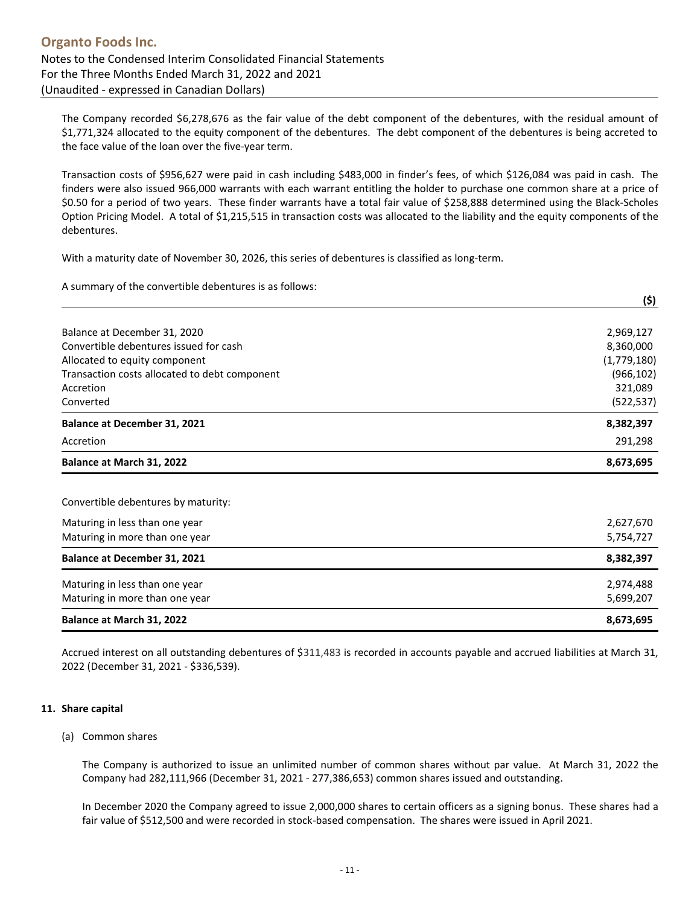The Company recorded $6,278,676 as the fair value of the debt component of the debentures, with the residual amount of $1,771,324 allocated to the equity component of the debentures. The debt component of the debentures is being accreted to the face value of the loan over the five-year term.

Transaction costs of $956,627 were paid in cash including $483,000 in finder's fees, of which $126,084 was paid in cash. The finders were also issued 966,000 warrants with each warrant entitling the holder to purchase one common share at a price of $0.50 for a period of two years. These finder warrants have a total fair value of $258,888 determined using the Black-Scholes Option Pricing Model. A total of $1,215,515 in transaction costs was allocated to the liability and the equity components of the debentures.

With a maturity date of November 30, 2026, this series of debentures is classified as long-term.

A summary of the convertible debentures is as follows:

| | ($) |
|---|---|
| Balance at December 31, 2020 | 2,969,127 |
| Convertible debentures issued for cash | 8,360,000 |
| Allocated to equity component | (1,779,180) |
| Transaction costs allocated to debt component | (966,102) |
| Accretion | 321,089 |
| Converted | (522,537) |
| **Balance at December 31, 2021** | **8,382,397** |
| Accretion | 291,298 |
| **Balance at March 31, 2022** | **8,673,695** |

Convertible debentures by maturity:

| | |
|---|---|
| Maturing in less than one year | 2,627,670 |
| Maturing in more than one year | 5,754,727 |
| **Balance at December 31, 2021** | **8,382,397** |
| Maturing in less than one year | 2,974,488 |
| Maturing in more than one year | 5,699,207 |
| **Balance at March 31, 2022** | **8,673,695** |

Accrued interest on all outstanding debentures of $311,483 is recorded in accounts payable and accrued liabilities at March 31, 2022 (December 31, 2021 - $336,539).

**11. Share capital**

(a) Common shares

The Company is authorized to issue an unlimited number of common shares without par value. At March 31, 2022 the Company had 282,111,966 (December 31, 2021 - 277,386,653) common shares issued and outstanding.

In December 2020 the Company agreed to issue 2,000,000 shares to certain officers as a signing bonus. These shares had a fair value of $512,500 and were recorded in stock-based compensation. The shares were issued in April 2021.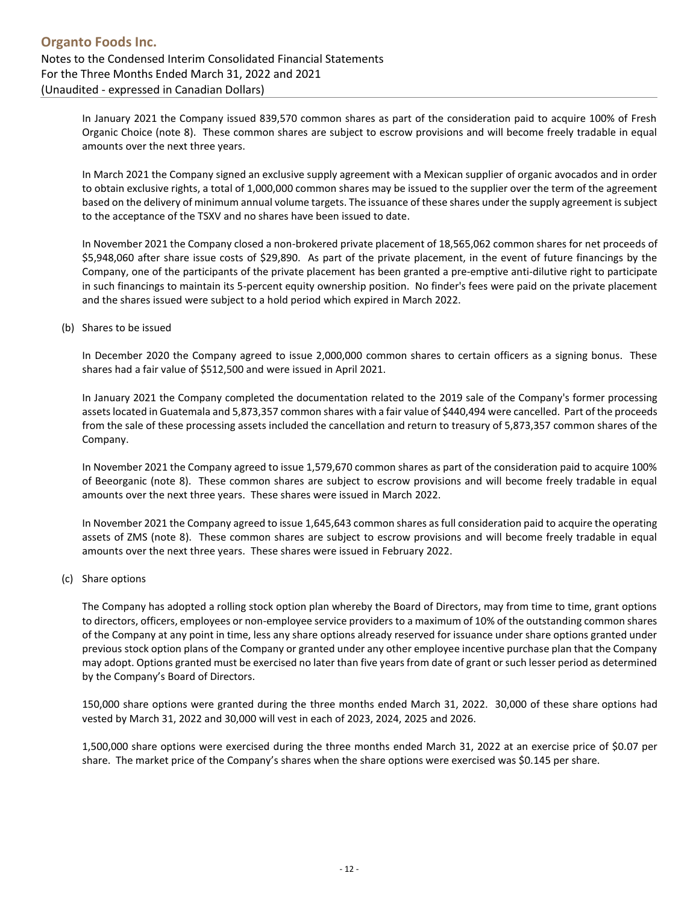In January 2021 the Company issued 839,570 common shares as part of the consideration paid to acquire 100% of Fresh Organic Choice (note 8). These common shares are subject to escrow provisions and will become freely tradable in equal amounts over the next three years.

In March 2021 the Company signed an exclusive supply agreement with a Mexican supplier of organic avocados and in order to obtain exclusive rights, a total of 1,000,000 common shares may be issued to the supplier over the term of the agreement based on the delivery of minimum annual volume targets. The issuance of these shares under the supply agreement is subject to the acceptance of the TSXV and no shares have been issued to date.

In November 2021 the Company closed a non-brokered private placement of 18,565,062 common shares for net proceeds of $5,948,060 after share issue costs of $29,890. As part of the private placement, in the event of future financings by the Company, one of the participants of the private placement has been granted a pre-emptive anti-dilutive right to participate in such financings to maintain its 5-percent equity ownership position. No finder's fees were paid on the private placement and the shares issued were subject to a hold period which expired in March 2022.

(b) Shares to be issued

In December 2020 the Company agreed to issue 2,000,000 common shares to certain officers as a signing bonus. These shares had a fair value of $512,500 and were issued in April 2021.

In January 2021 the Company completed the documentation related to the 2019 sale of the Company's former processing assets located in Guatemala and 5,873,357 common shares with a fair value of $440,494 were cancelled. Part of the proceeds from the sale of these processing assets included the cancellation and return to treasury of 5,873,357 common shares of the Company.

In November 2021 the Company agreed to issue 1,579,670 common shares as part of the consideration paid to acquire 100% of Beeorganic (note 8). These common shares are subject to escrow provisions and will become freely tradable in equal amounts over the next three years. These shares were issued in March 2022.

In November 2021 the Company agreed to issue 1,645,643 common shares as full consideration paid to acquire the operating assets of ZMS (note 8). These common shares are subject to escrow provisions and will become freely tradable in equal amounts over the next three years. These shares were issued in February 2022.

(c) Share options

The Company has adopted a rolling stock option plan whereby the Board of Directors, may from time to time, grant options to directors, officers, employees or non-employee service providers to a maximum of 10% of the outstanding common shares of the Company at any point in time, less any share options already reserved for issuance under share options granted under previous stock option plans of the Company or granted under any other employee incentive purchase plan that the Company may adopt. Options granted must be exercised no later than five years from date of grant or such lesser period as determined by the Company's Board of Directors.

150,000 share options were granted during the three months ended March 31, 2022. 30,000 of these share options had vested by March 31, 2022 and 30,000 will vest in each of 2023, 2024, 2025 and 2026.

1,500,000 share options were exercised during the three months ended March 31, 2022 at an exercise price of $0.07 per share. The market price of the Company's shares when the share options were exercised was $0.145 per share.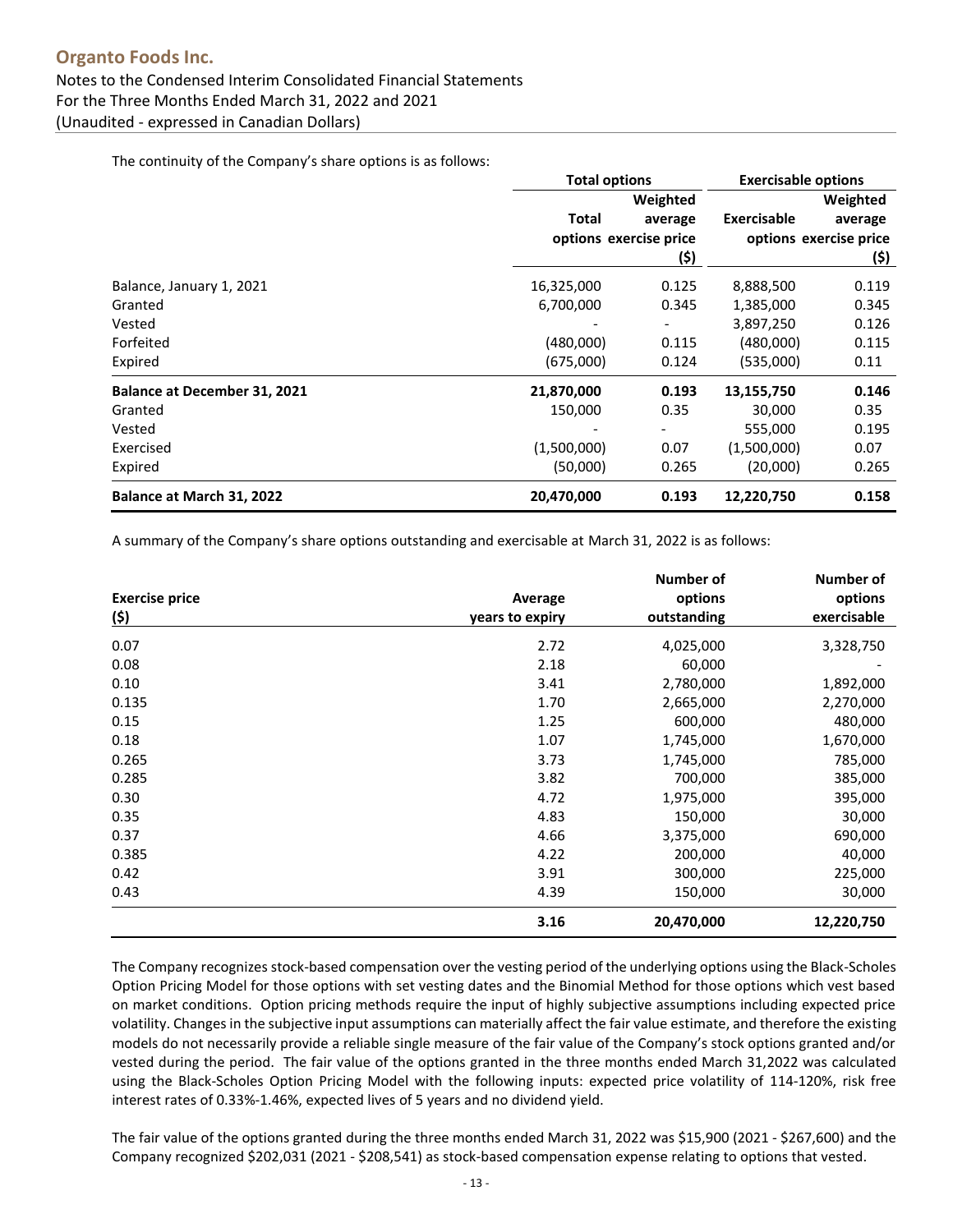The continuity of the Company's share options is as follows:

| | Total options | | Exercisable options | |
|---|---|---|---|---|
| | Total options | Weighted average exercise price ($) | Exercisable options | Weighted average exercise price ($) |
| Balance, January 1, 2021 | 16,325,000 | 0.125 | 8,888,500 | 0.119 |
| Granted | 6,700,000 | 0.345 | 1,385,000 | 0.345 |
| Vested | - | - | 3,897,250 | 0.126 |
| Forfeited | (480,000) | 0.115 | (480,000) | 0.115 |
| Expired | (675,000) | 0.124 | (535,000) | 0.11 |
| **Balance at December 31, 2021** | **21,870,000** | **0.193** | **13,155,750** | **0.146** |
| Granted | 150,000 | 0.35 | 30,000 | 0.35 |
| Vested | - | - | 555,000 | 0.195 |
| Exercised | (1,500,000) | 0.07 | (1,500,000) | 0.07 |
| Expired | (50,000) | 0.265 | (20,000) | 0.265 |
| **Balance at March 31, 2022** | **20,470,000** | **0.193** | **12,220,750** | **0.158** |

A summary of the Company's share options outstanding and exercisable at March 31, 2022 is as follows:

| Exercise price ($) | Average years to expiry | Number of options outstanding | Number of options exercisable |
|---|---|---|---|
| 0.07 | 2.72 | 4,025,000 | 3,328,750 |
| 0.08 | 2.18 | 60,000 | - |
| 0.10 | 3.41 | 2,780,000 | 1,892,000 |
| 0.135 | 1.70 | 2,665,000 | 2,270,000 |
| 0.15 | 1.25 | 600,000 | 480,000 |
| 0.18 | 1.07 | 1,745,000 | 1,670,000 |
| 0.265 | 3.73 | 1,745,000 | 785,000 |
| 0.285 | 3.82 | 700,000 | 385,000 |
| 0.30 | 4.72 | 1,975,000 | 395,000 |
| 0.35 | 4.83 | 150,000 | 30,000 |
| 0.37 | 4.66 | 3,375,000 | 690,000 |
| 0.385 | 4.22 | 200,000 | 40,000 |
| 0.42 | 3.91 | 300,000 | 225,000 |
| 0.43 | 4.39 | 150,000 | 30,000 |
| | **3.16** | **20,470,000** | **12,220,750** |

The Company recognizes stock-based compensation over the vesting period of the underlying options using the Black-Scholes Option Pricing Model for those options with set vesting dates and the Binomial Method for those options which vest based on market conditions. Option pricing methods require the input of highly subjective assumptions including expected price volatility. Changes in the subjective input assumptions can materially affect the fair value estimate, and therefore the existing models do not necessarily provide a reliable single measure of the fair value of the Company's stock options granted and/or vested during the period. The fair value of the options granted in the three months ended March 31,2022 was calculated using the Black-Scholes Option Pricing Model with the following inputs: expected price volatility of 114-120%, risk free interest rates of 0.33%-1.46%, expected lives of 5 years and no dividend yield.

The fair value of the options granted during the three months ended March 31, 2022 was $15,900 (2021 - $267,600) and the Company recognized $202,031 (2021 - $208,541) as stock-based compensation expense relating to options that vested.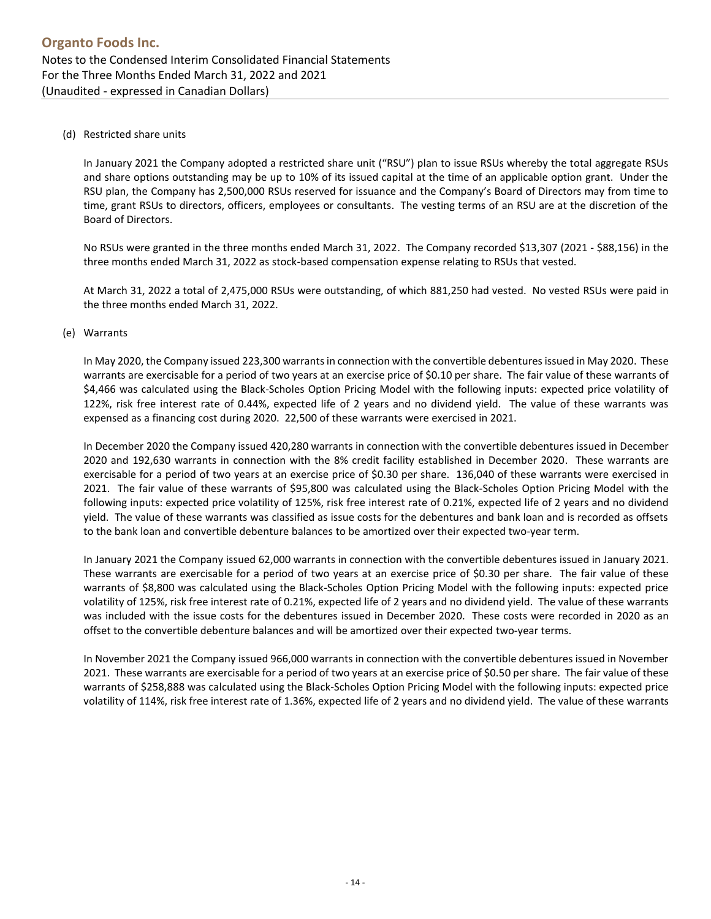(d) Restricted share units

In January 2021 the Company adopted a restricted share unit ("RSU") plan to issue RSUs whereby the total aggregate RSUs and share options outstanding may be up to 10% of its issued capital at the time of an applicable option grant. Under the RSU plan, the Company has 2,500,000 RSUs reserved for issuance and the Company's Board of Directors may from time to time, grant RSUs to directors, officers, employees or consultants. The vesting terms of an RSU are at the discretion of the Board of Directors.

No RSUs were granted in the three months ended March 31, 2022. The Company recorded $13,307 (2021 - $88,156) in the three months ended March 31, 2022 as stock-based compensation expense relating to RSUs that vested.

At March 31, 2022 a total of 2,475,000 RSUs were outstanding, of which 881,250 had vested. No vested RSUs were paid in the three months ended March 31, 2022.

(e) Warrants

In May 2020, the Company issued 223,300 warrants in connection with the convertible debentures issued in May 2020. These warrants are exercisable for a period of two years at an exercise price of $0.10 per share. The fair value of these warrants of $4,466 was calculated using the Black-Scholes Option Pricing Model with the following inputs: expected price volatility of 122%, risk free interest rate of 0.44%, expected life of 2 years and no dividend yield. The value of these warrants was expensed as a financing cost during 2020. 22,500 of these warrants were exercised in 2021.

In December 2020 the Company issued 420,280 warrants in connection with the convertible debentures issued in December 2020 and 192,630 warrants in connection with the 8% credit facility established in December 2020. These warrants are exercisable for a period of two years at an exercise price of $0.30 per share. 136,040 of these warrants were exercised in 2021. The fair value of these warrants of $95,800 was calculated using the Black-Scholes Option Pricing Model with the following inputs: expected price volatility of 125%, risk free interest rate of 0.21%, expected life of 2 years and no dividend yield. The value of these warrants was classified as issue costs for the debentures and bank loan and is recorded as offsets to the bank loan and convertible debenture balances to be amortized over their expected two-year term.

In January 2021 the Company issued 62,000 warrants in connection with the convertible debentures issued in January 2021. These warrants are exercisable for a period of two years at an exercise price of $0.30 per share. The fair value of these warrants of $8,800 was calculated using the Black-Scholes Option Pricing Model with the following inputs: expected price volatility of 125%, risk free interest rate of 0.21%, expected life of 2 years and no dividend yield. The value of these warrants was included with the issue costs for the debentures issued in December 2020. These costs were recorded in 2020 as an offset to the convertible debenture balances and will be amortized over their expected two-year terms.

In November 2021 the Company issued 966,000 warrants in connection with the convertible debentures issued in November 2021. These warrants are exercisable for a period of two years at an exercise price of $0.50 per share. The fair value of these warrants of $258,888 was calculated using the Black-Scholes Option Pricing Model with the following inputs: expected price volatility of 114%, risk free interest rate of 1.36%, expected life of 2 years and no dividend yield. The value of these warrants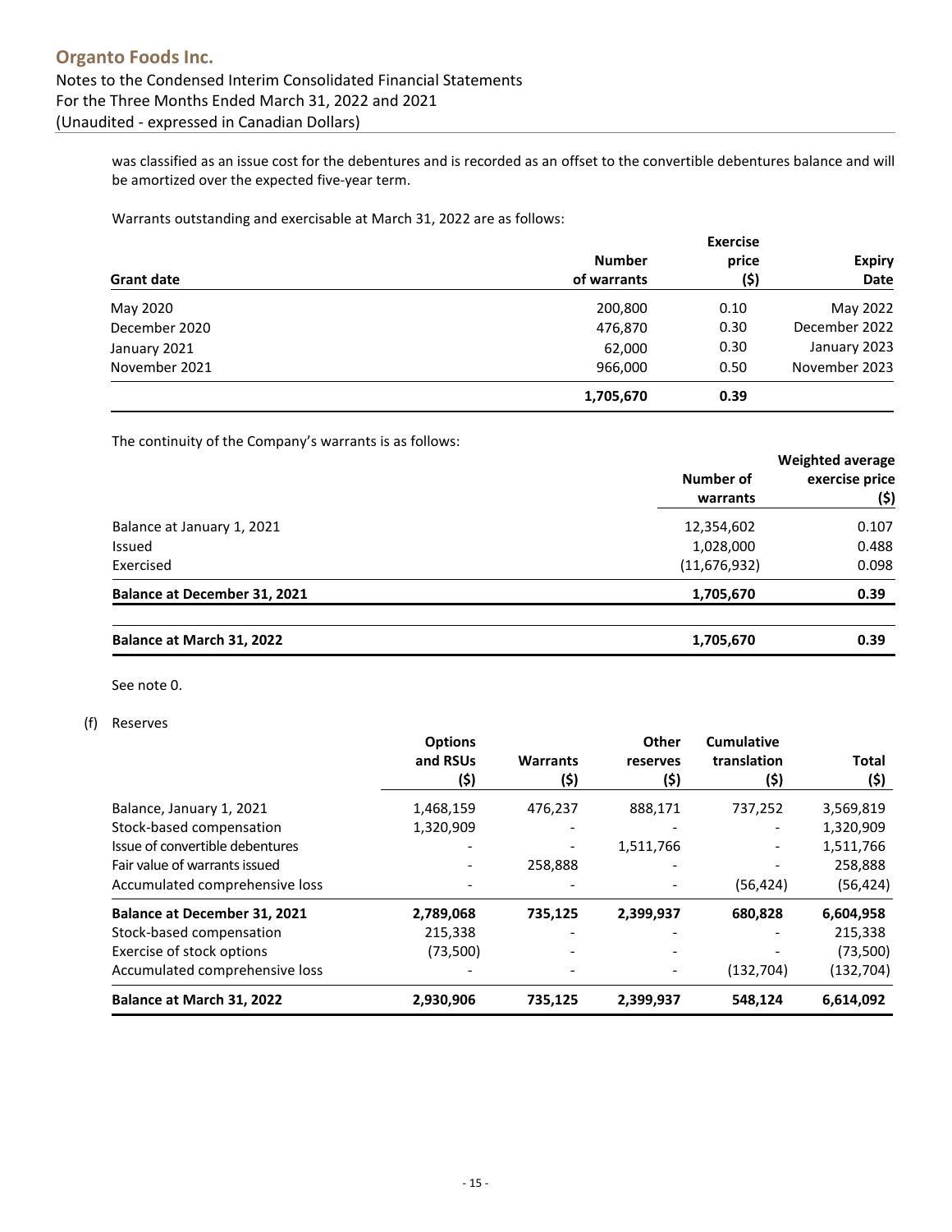was classified as an issue cost for the debentures and is recorded as an offset to the convertible debentures balance and will be amortized over the expected five-year term.

Warrants outstanding and exercisable at March 31, 2022 are as follows:

| Grant date | Number of warrants | Exercise price ($) | Expiry Date |
|---|---|---|---|
| May 2020 | 200,800 | 0.10 | May 2022 |
| December 2020 | 476,870 | 0.30 | December 2022 |
| January 2021 | 62,000 | 0.30 | January 2023 |
| November 2021 | 966,000 | 0.50 | November 2023 |
| | **1,705,670** | **0.39** | |

The continuity of the Company's warrants is as follows:

| | Number of warrants | Weighted average exercise price ($) |
|---|---|---|
| Balance at January 1, 2021 | 12,354,602 | 0.107 |
| Issued | 1,028,000 | 0.488 |
| Exercised | (11,676,932) | 0.098 |
| **Balance at December 31, 2021** | **1,705,670** | **0.39** |
| **Balance at March 31, 2022** | **1,705,670** | **0.39** |

See note 0.

(f) Reserves

| | Options and RSUs ($) | Warrants ($) | Other reserves ($) | Cumulative translation ($) | Total ($) |
|---|---|---|---|---|---|
| Balance, January 1, 2021 | 1,468,159 | 476,237 | 888,171 | 737,252 | 3,569,819 |
| Stock-based compensation | 1,320,909 | - | - | - | 1,320,909 |
| Issue of convertible debentures | - | - | 1,511,766 | - | 1,511,766 |
| Fair value of warrants issued | - | 258,888 | - | - | 258,888 |
| Accumulated comprehensive loss | - | - | - | (56,424) | (56,424) |
| **Balance at December 31, 2021** | **2,789,068** | **735,125** | **2,399,937** | **680,828** | **6,604,958** |
| Stock-based compensation | 215,338 | - | - | - | 215,338 |
| Exercise of stock options | (73,500) | - | - | - | (73,500) |
| Accumulated comprehensive loss | - | - | - | (132,704) | (132,704) |
| **Balance at March 31, 2022** | **2,930,906** | **735,125** | **2,399,937** | **548,124** | **6,614,092** |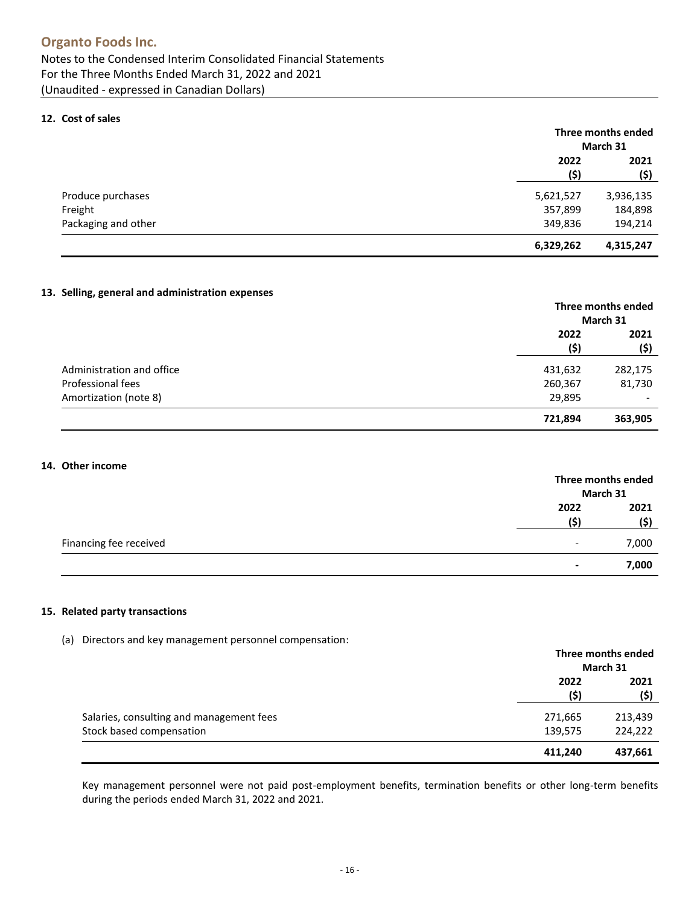## 12. Cost of sales

| | Three months ended March 31 | |
|---|---|---|
| | 2022 ($) | 2021 ($) |
| Produce purchases | 5,621,527 | 3,936,135 |
| Freight | 357,899 | 184,898 |
| Packaging and other | 349,836 | 194,214 |
| | **6,329,262** | **4,315,247** |

## 13. Selling, general and administration expenses

| | Three months ended March 31 | |
|---|---|---|
| | 2022 ($) | 2021 ($) |
| Administration and office | 431,632 | 282,175 |
| Professional fees | 260,367 | 81,730 |
| Amortization (note 8) | 29,895 | - |
| | **721,894** | **363,905** |

## 14. Other income

| | Three months ended March 31 | |
|---|---|---|
| | 2022 ($) | 2021 ($) |
| Financing fee received | - | 7,000 |
| | **-** | **7,000** |

## 15. Related party transactions

(a) Directors and key management personnel compensation:

| | Three months ended March 31 | |
|---|---|---|
| | 2022 ($) | 2021 ($) |
| Salaries, consulting and management fees | 271,665 | 213,439 |
| Stock based compensation | 139,575 | 224,222 |
| | **411,240** | **437,661** |

Key management personnel were not paid post-employment benefits, termination benefits or other long-term benefits during the periods ended March 31, 2022 and 2021.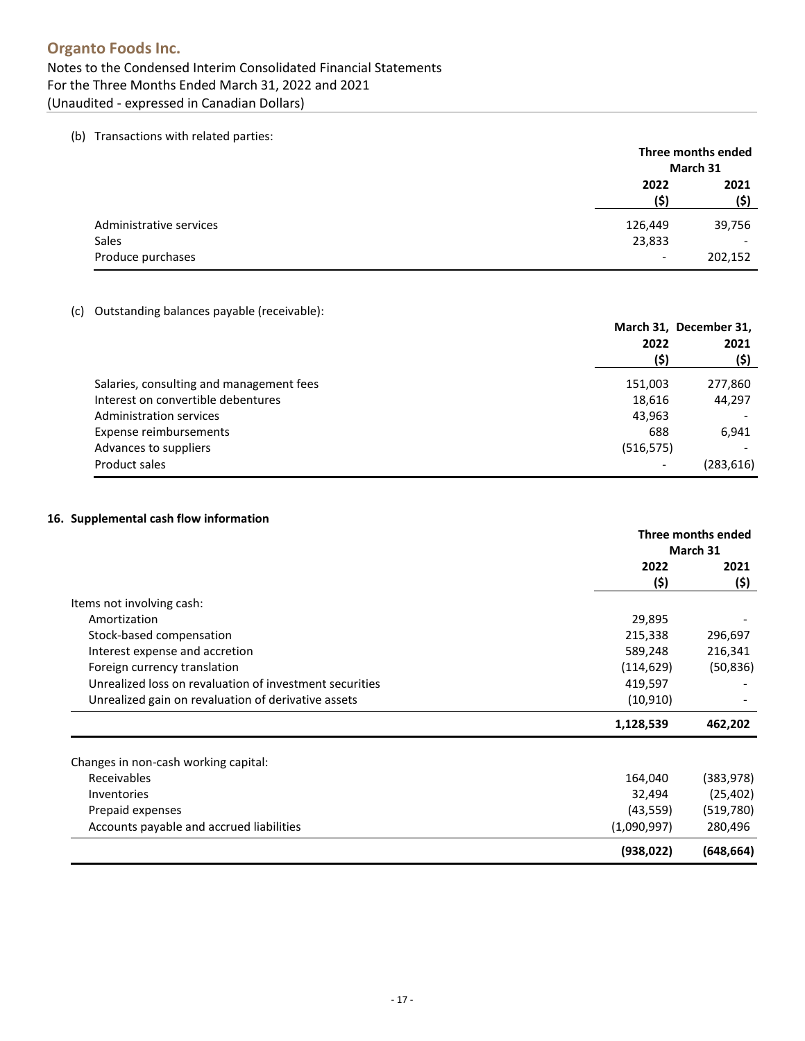(b) Transactions with related parties:

| | Three months ended March 31 | |
|---|---|---|
| | 2022 ($) | 2021 ($) |
| Administrative services | 126,449 | 39,756 |
| Sales | 23,833 | - |
| Produce purchases | - | 202,152 |

(c) Outstanding balances payable (receivable):

| | March 31, 2022 ($) | December 31, 2021 ($) |
|---|---|---|
| Salaries, consulting and management fees | 151,003 | 277,860 |
| Interest on convertible debentures | 18,616 | 44,297 |
| Administration services | 43,963 | - |
| Expense reimbursements | 688 | 6,941 |
| Advances to suppliers | (516,575) | - |
| Product sales | - | (283,616) |

## 16. Supplemental cash flow information

| | Three months ended March 31 | |
|---|---|---|
| | 2022 ($) | 2021 ($) |
| Items not involving cash: | | |
| Amortization | 29,895 | - |
| Stock-based compensation | 215,338 | 296,697 |
| Interest expense and accretion | 589,248 | 216,341 |
| Foreign currency translation | (114,629) | (50,836) |
| Unrealized loss on revaluation of investment securities | 419,597 | - |
| Unrealized gain on revaluation of derivative assets | (10,910) | - |
| | **1,128,539** | **462,202** |
| Changes in non-cash working capital: | | |
| Receivables | 164,040 | (383,978) |
| Inventories | 32,494 | (25,402) |
| Prepaid expenses | (43,559) | (519,780) |
| Accounts payable and accrued liabilities | (1,090,997) | 280,496 |
| | **(938,022)** | **(648,664)** |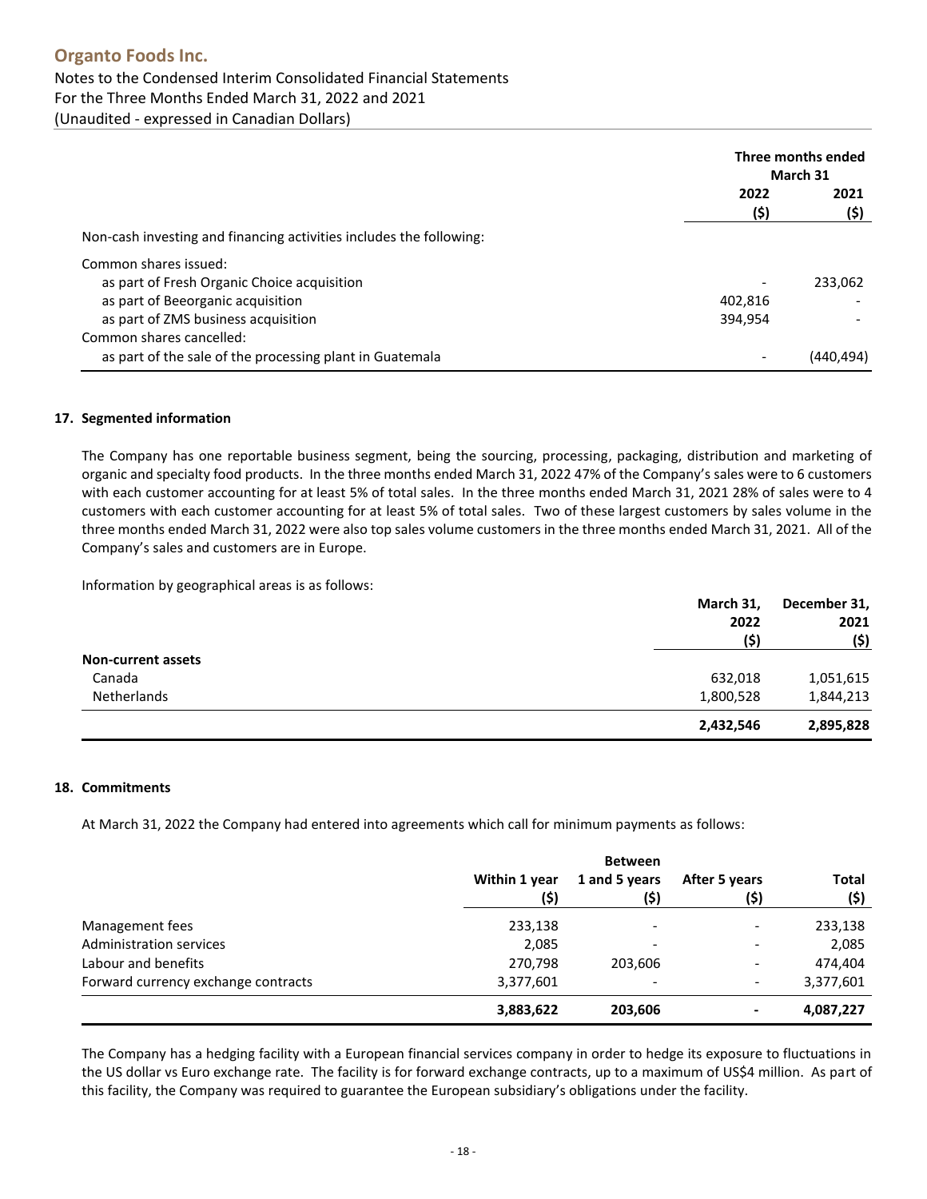| | Three months ended March 31 | |
|---|---|---|
| | 2022 ($) | 2021 ($) |
| Non-cash investing and financing activities includes the following: | | |
| Common shares issued: | | |
| as part of Fresh Organic Choice acquisition | - | 233,062 |
| as part of Beeorganic acquisition | 402,816 | - |
| as part of ZMS business acquisition | 394,954 | - |
| Common shares cancelled: | | |
| as part of the sale of the processing plant in Guatemala | - | (440,494) |

## 17. Segmented information

The Company has one reportable business segment, being the sourcing, processing, packaging, distribution and marketing of organic and specialty food products. In the three months ended March 31, 2022 47% of the Company's sales were to 6 customers with each customer accounting for at least 5% of total sales. In the three months ended March 31, 2021 28% of sales were to 4 customers with each customer accounting for at least 5% of total sales. Two of these largest customers by sales volume in the three months ended March 31, 2022 were also top sales volume customers in the three months ended March 31, 2021. All of the Company's sales and customers are in Europe.

Information by geographical areas is as follows:

| | March 31, 2022 ($) | December 31, 2021 ($) |
|---|---|---|
| **Non-current assets** | | |
| Canada | 632,018 | 1,051,615 |
| Netherlands | 1,800,528 | 1,844,213 |
| | **2,432,546** | **2,895,828** |

## 18. Commitments

At March 31, 2022 the Company had entered into agreements which call for minimum payments as follows:

| | Within 1 year ($) | Between 1 and 5 years ($) | After 5 years ($) | Total ($) |
|---|---|---|---|---|
| Management fees | 233,138 | - | - | 233,138 |
| Administration services | 2,085 | - | - | 2,085 |
| Labour and benefits | 270,798 | 203,606 | - | 474,404 |
| Forward currency exchange contracts | 3,377,601 | - | - | 3,377,601 |
| | **3,883,622** | **203,606** | **-** | **4,087,227** |

The Company has a hedging facility with a European financial services company in order to hedge its exposure to fluctuations in the US dollar vs Euro exchange rate. The facility is for forward exchange contracts, up to a maximum of US$4 million. As part of this facility, the Company was required to guarantee the European subsidiary's obligations under the facility.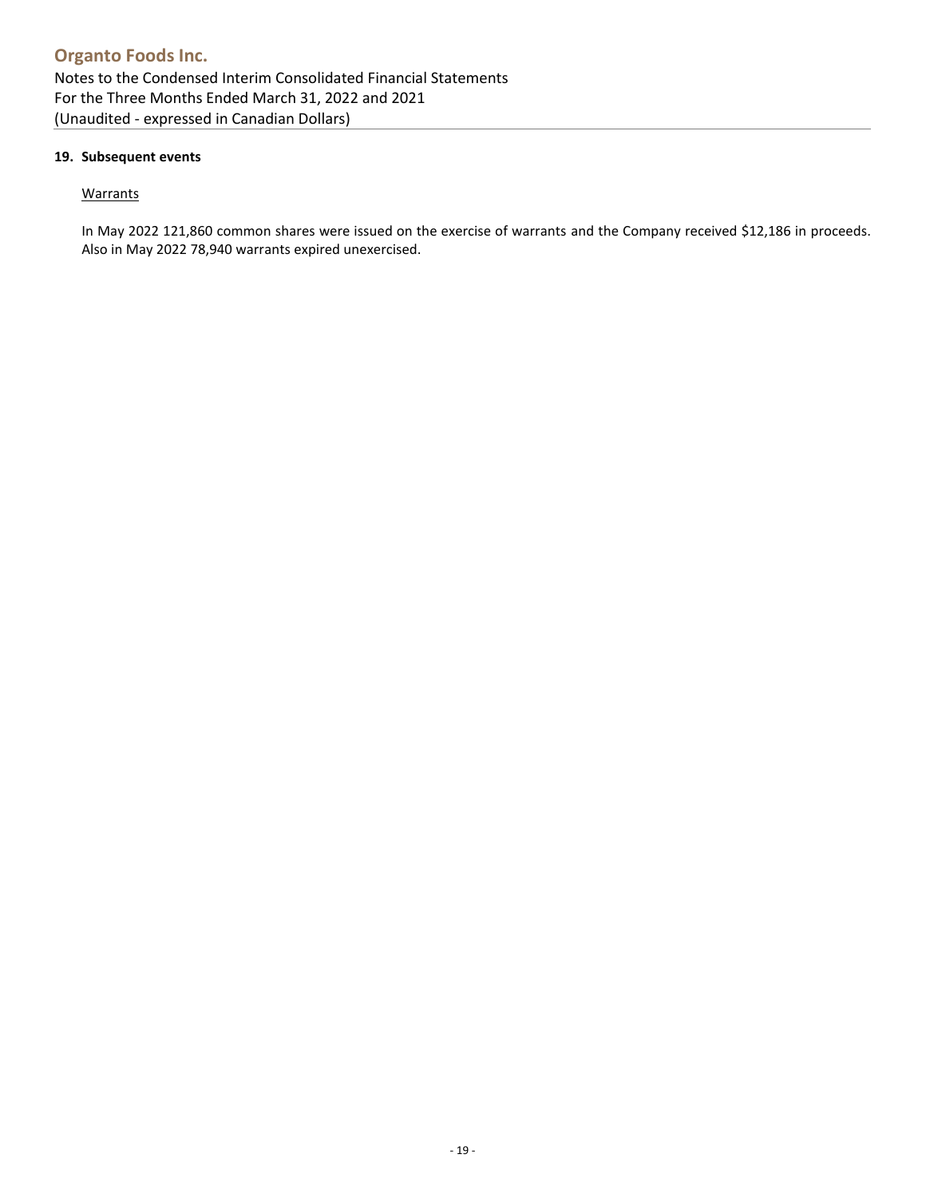## 19. Subsequent events

Warrants

In May 2022 121,860 common shares were issued on the exercise of warrants and the Company received $12,186 in proceeds. Also in May 2022 78,940 warrants expired unexercised.